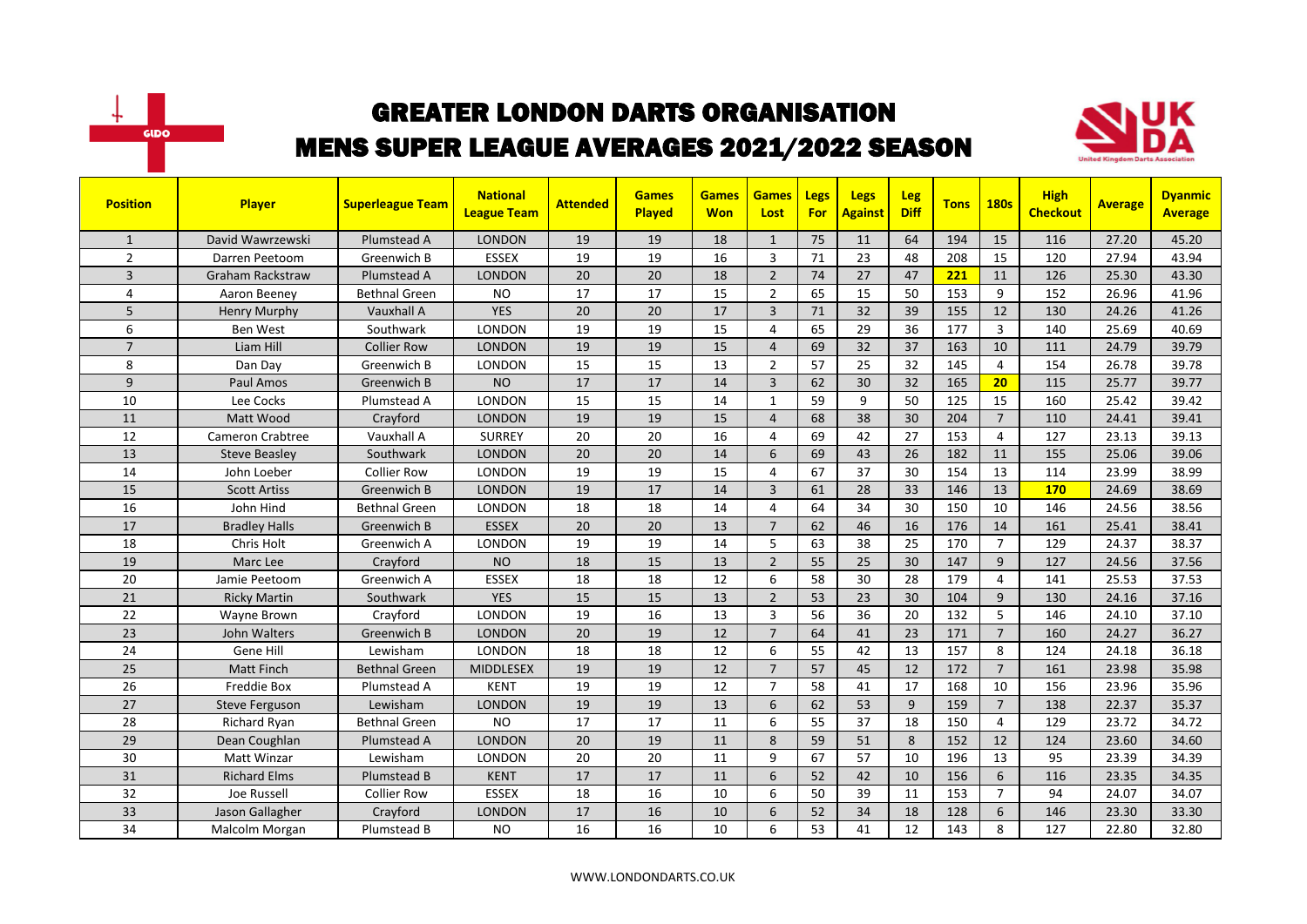# GREATER LONDON DARTS ORGANISATION

## MENS SUPER LEAGUE AVERAGES 2021/2022 SEASON

| Position | Player | Superleague Team | National League Team | Attended | Games Played | Games Won | Games Lost | Legs For | Legs Against | Leg Diff | Tons | 180s | High Checkout | Average | Dyanmic Average |
|---|---|---|---|---|---|---|---|---|---|---|---|---|---|---|---|
| 1 | David Wawrzewski | Plumstead A | LONDON | 19 | 19 | 18 | 1 | 75 | 11 | 64 | 194 | 15 | 116 | 27.20 | 45.20 |
| 2 | Darren Peetoom | Greenwich B | ESSEX | 19 | 19 | 16 | 3 | 71 | 23 | 48 | 208 | 15 | 120 | 27.94 | 43.94 |
| 3 | Graham Rackstraw | Plumstead A | LONDON | 20 | 20 | 18 | 2 | 74 | 27 | 47 | **221** | 11 | 126 | 25.30 | 43.30 |
| 4 | Aaron Beeney | Bethnal Green | NO | 17 | 17 | 15 | 2 | 65 | 15 | 50 | 153 | 9 | 152 | 26.96 | 41.96 |
| 5 | Henry Murphy | Vauxhall A | YES | 20 | 20 | 17 | 3 | 71 | 32 | 39 | 155 | 12 | 130 | 24.26 | 41.26 |
| 6 | Ben West | Southwark | LONDON | 19 | 19 | 15 | 4 | 65 | 29 | 36 | 177 | 3 | 140 | 25.69 | 40.69 |
| 7 | Liam Hill | Collier Row | LONDON | 19 | 19 | 15 | 4 | 69 | 32 | 37 | 163 | 10 | 111 | 24.79 | 39.79 |
| 8 | Dan Day | Greenwich B | LONDON | 15 | 15 | 13 | 2 | 57 | 25 | 32 | 145 | 4 | 154 | 26.78 | 39.78 |
| 9 | Paul Amos | Greenwich B | NO | 17 | 17 | 14 | 3 | 62 | 30 | 32 | 165 | **20** | 115 | 25.77 | 39.77 |
| 10 | Lee Cocks | Plumstead A | LONDON | 15 | 15 | 14 | 1 | 59 | 9 | 50 | 125 | 15 | 160 | 25.42 | 39.42 |
| 11 | Matt Wood | Crayford | LONDON | 19 | 19 | 15 | 4 | 68 | 38 | 30 | 204 | 7 | 110 | 24.41 | 39.41 |
| 12 | Cameron Crabtree | Vauxhall A | SURREY | 20 | 20 | 16 | 4 | 69 | 42 | 27 | 153 | 4 | 127 | 23.13 | 39.13 |
| 13 | Steve Beasley | Southwark | LONDON | 20 | 20 | 14 | 6 | 69 | 43 | 26 | 182 | 11 | 155 | 25.06 | 39.06 |
| 14 | John Loeber | Collier Row | LONDON | 19 | 19 | 15 | 4 | 67 | 37 | 30 | 154 | 13 | 114 | 23.99 | 38.99 |
| 15 | Scott Artiss | Greenwich B | LONDON | 19 | 17 | 14 | 3 | 61 | 28 | 33 | 146 | 13 | **170** | 24.69 | 38.69 |
| 16 | John Hind | Bethnal Green | LONDON | 18 | 18 | 14 | 4 | 64 | 34 | 30 | 150 | 10 | 146 | 24.56 | 38.56 |
| 17 | Bradley Halls | Greenwich B | ESSEX | 20 | 20 | 13 | 7 | 62 | 46 | 16 | 176 | 14 | 161 | 25.41 | 38.41 |
| 18 | Chris Holt | Greenwich A | LONDON | 19 | 19 | 14 | 5 | 63 | 38 | 25 | 170 | 7 | 129 | 24.37 | 38.37 |
| 19 | Marc Lee | Crayford | NO | 18 | 15 | 13 | 2 | 55 | 25 | 30 | 147 | 9 | 127 | 24.56 | 37.56 |
| 20 | Jamie Peetoom | Greenwich A | ESSEX | 18 | 18 | 12 | 6 | 58 | 30 | 28 | 179 | 4 | 141 | 25.53 | 37.53 |
| 21 | Ricky Martin | Southwark | YES | 15 | 15 | 13 | 2 | 53 | 23 | 30 | 104 | 9 | 130 | 24.16 | 37.16 |
| 22 | Wayne Brown | Crayford | LONDON | 19 | 16 | 13 | 3 | 56 | 36 | 20 | 132 | 5 | 146 | 24.10 | 37.10 |
| 23 | John Walters | Greenwich B | LONDON | 20 | 19 | 12 | 7 | 64 | 41 | 23 | 171 | 7 | 160 | 24.27 | 36.27 |
| 24 | Gene Hill | Lewisham | LONDON | 18 | 18 | 12 | 6 | 55 | 42 | 13 | 157 | 8 | 124 | 24.18 | 36.18 |
| 25 | Matt Finch | Bethnal Green | MIDDLESEX | 19 | 19 | 12 | 7 | 57 | 45 | 12 | 172 | 7 | 161 | 23.98 | 35.98 |
| 26 | Freddie Box | Plumstead A | KENT | 19 | 19 | 12 | 7 | 58 | 41 | 17 | 168 | 10 | 156 | 23.96 | 35.96 |
| 27 | Steve Ferguson | Lewisham | LONDON | 19 | 19 | 13 | 6 | 62 | 53 | 9 | 159 | 7 | 138 | 22.37 | 35.37 |
| 28 | Richard Ryan | Bethnal Green | NO | 17 | 17 | 11 | 6 | 55 | 37 | 18 | 150 | 4 | 129 | 23.72 | 34.72 |
| 29 | Dean Coughlan | Plumstead A | LONDON | 20 | 19 | 11 | 8 | 59 | 51 | 8 | 152 | 12 | 124 | 23.60 | 34.60 |
| 30 | Matt Winzar | Lewisham | LONDON | 20 | 20 | 11 | 9 | 67 | 57 | 10 | 196 | 13 | 95 | 23.39 | 34.39 |
| 31 | Richard Elms | Plumstead B | KENT | 17 | 17 | 11 | 6 | 52 | 42 | 10 | 156 | 6 | 116 | 23.35 | 34.35 |
| 32 | Joe Russell | Collier Row | ESSEX | 18 | 16 | 10 | 6 | 50 | 39 | 11 | 153 | 7 | 94 | 24.07 | 34.07 |
| 33 | Jason Gallagher | Crayford | LONDON | 17 | 16 | 10 | 6 | 52 | 34 | 18 | 128 | 6 | 146 | 23.30 | 33.30 |
| 34 | Malcolm Morgan | Plumstead B | NO | 16 | 16 | 10 | 6 | 53 | 41 | 12 | 143 | 8 | 127 | 22.80 | 32.80 |

WWW.LONDONDARTS.CO.UK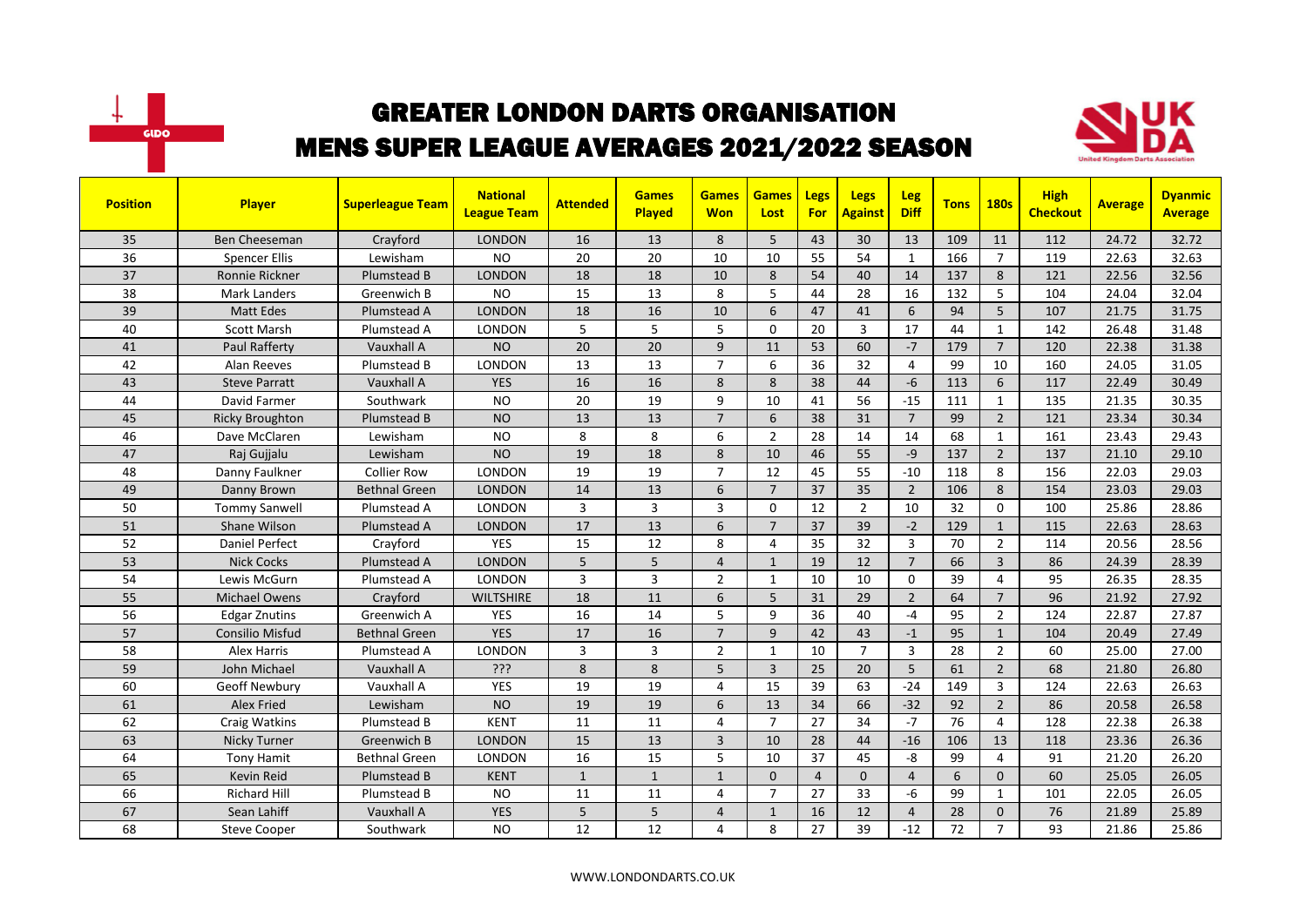# GREATER LONDON DARTS ORGANISATION
## MENS SUPER LEAGUE AVERAGES 2021/2022 SEASON

| Position | Player | Superleague Team | National League Team | Attended | Games Played | Games Won | Games Lost | Legs For | Legs Against | Leg Diff | Tons | 180s | High Checkout | Average | Dyanmic Average |
|---|---|---|---|---|---|---|---|---|---|---|---|---|---|---|---|
| 35 | Ben Cheeseman | Crayford | LONDON | 16 | 13 | 8 | 5 | 43 | 30 | 13 | 109 | 11 | 112 | 24.72 | 32.72 |
| 36 | Spencer Ellis | Lewisham | NO | 20 | 20 | 10 | 10 | 55 | 54 | 1 | 166 | 7 | 119 | 22.63 | 32.63 |
| 37 | Ronnie Rickner | Plumstead B | LONDON | 18 | 18 | 10 | 8 | 54 | 40 | 14 | 137 | 8 | 121 | 22.56 | 32.56 |
| 38 | Mark Landers | Greenwich B | NO | 15 | 13 | 8 | 5 | 44 | 28 | 16 | 132 | 5 | 104 | 24.04 | 32.04 |
| 39 | Matt Edes | Plumstead A | LONDON | 18 | 16 | 10 | 6 | 47 | 41 | 6 | 94 | 5 | 107 | 21.75 | 31.75 |
| 40 | Scott Marsh | Plumstead A | LONDON | 5 | 5 | 5 | 0 | 20 | 3 | 17 | 44 | 1 | 142 | 26.48 | 31.48 |
| 41 | Paul Rafferty | Vauxhall A | NO | 20 | 20 | 9 | 11 | 53 | 60 | -7 | 179 | 7 | 120 | 22.38 | 31.38 |
| 42 | Alan Reeves | Plumstead B | LONDON | 13 | 13 | 7 | 6 | 36 | 32 | 4 | 99 | 10 | 160 | 24.05 | 31.05 |
| 43 | Steve Parratt | Vauxhall A | YES | 16 | 16 | 8 | 8 | 38 | 44 | -6 | 113 | 6 | 117 | 22.49 | 30.49 |
| 44 | David Farmer | Southwark | NO | 20 | 19 | 9 | 10 | 41 | 56 | -15 | 111 | 1 | 135 | 21.35 | 30.35 |
| 45 | Ricky Broughton | Plumstead B | NO | 13 | 13 | 7 | 6 | 38 | 31 | 7 | 99 | 2 | 121 | 23.34 | 30.34 |
| 46 | Dave McClaren | Lewisham | NO | 8 | 8 | 6 | 2 | 28 | 14 | 14 | 68 | 1 | 161 | 23.43 | 29.43 |
| 47 | Raj Gujjalu | Lewisham | NO | 19 | 18 | 8 | 10 | 46 | 55 | -9 | 137 | 2 | 137 | 21.10 | 29.10 |
| 48 | Danny Faulkner | Collier Row | LONDON | 19 | 19 | 7 | 12 | 45 | 55 | -10 | 118 | 8 | 156 | 22.03 | 29.03 |
| 49 | Danny Brown | Bethnal Green | LONDON | 14 | 13 | 6 | 7 | 37 | 35 | 2 | 106 | 8 | 154 | 23.03 | 29.03 |
| 50 | Tommy Sanwell | Plumstead A | LONDON | 3 | 3 | 3 | 0 | 12 | 2 | 10 | 32 | 0 | 100 | 25.86 | 28.86 |
| 51 | Shane Wilson | Plumstead A | LONDON | 17 | 13 | 6 | 7 | 37 | 39 | -2 | 129 | 1 | 115 | 22.63 | 28.63 |
| 52 | Daniel Perfect | Crayford | YES | 15 | 12 | 8 | 4 | 35 | 32 | 3 | 70 | 2 | 114 | 20.56 | 28.56 |
| 53 | Nick Cocks | Plumstead A | LONDON | 5 | 5 | 4 | 1 | 19 | 12 | 7 | 66 | 3 | 86 | 24.39 | 28.39 |
| 54 | Lewis McGurn | Plumstead A | LONDON | 3 | 3 | 2 | 1 | 10 | 10 | 0 | 39 | 4 | 95 | 26.35 | 28.35 |
| 55 | Michael Owens | Crayford | WILTSHIRE | 18 | 11 | 6 | 5 | 31 | 29 | 2 | 64 | 7 | 96 | 21.92 | 27.92 |
| 56 | Edgar Znutins | Greenwich A | YES | 16 | 14 | 5 | 9 | 36 | 40 | -4 | 95 | 2 | 124 | 22.87 | 27.87 |
| 57 | Consilio Misfud | Bethnal Green | YES | 17 | 16 | 7 | 9 | 42 | 43 | -1 | 95 | 1 | 104 | 20.49 | 27.49 |
| 58 | Alex Harris | Plumstead A | LONDON | 3 | 3 | 2 | 1 | 10 | 7 | 3 | 28 | 2 | 60 | 25.00 | 27.00 |
| 59 | John Michael | Vauxhall A | ??? | 8 | 8 | 5 | 3 | 25 | 20 | 5 | 61 | 2 | 68 | 21.80 | 26.80 |
| 60 | Geoff Newbury | Vauxhall A | YES | 19 | 19 | 4 | 15 | 39 | 63 | -24 | 149 | 3 | 124 | 22.63 | 26.63 |
| 61 | Alex Fried | Lewisham | NO | 19 | 19 | 6 | 13 | 34 | 66 | -32 | 92 | 2 | 86 | 20.58 | 26.58 |
| 62 | Craig Watkins | Plumstead B | KENT | 11 | 11 | 4 | 7 | 27 | 34 | -7 | 76 | 4 | 128 | 22.38 | 26.38 |
| 63 | Nicky Turner | Greenwich B | LONDON | 15 | 13 | 3 | 10 | 28 | 44 | -16 | 106 | 13 | 118 | 23.36 | 26.36 |
| 64 | Tony Hamit | Bethnal Green | LONDON | 16 | 15 | 5 | 10 | 37 | 45 | -8 | 99 | 4 | 91 | 21.20 | 26.20 |
| 65 | Kevin Reid | Plumstead B | KENT | 1 | 1 | 1 | 0 | 4 | 0 | 4 | 6 | 0 | 60 | 25.05 | 26.05 |
| 66 | Richard Hill | Plumstead B | NO | 11 | 11 | 4 | 7 | 27 | 33 | -6 | 99 | 1 | 101 | 22.05 | 26.05 |
| 67 | Sean Lahiff | Vauxhall A | YES | 5 | 5 | 4 | 1 | 16 | 12 | 4 | 28 | 0 | 76 | 21.89 | 25.89 |
| 68 | Steve Cooper | Southwark | NO | 12 | 12 | 4 | 8 | 27 | 39 | -12 | 72 | 7 | 93 | 21.86 | 25.86 |

WWW.LONDONDARTS.CO.UK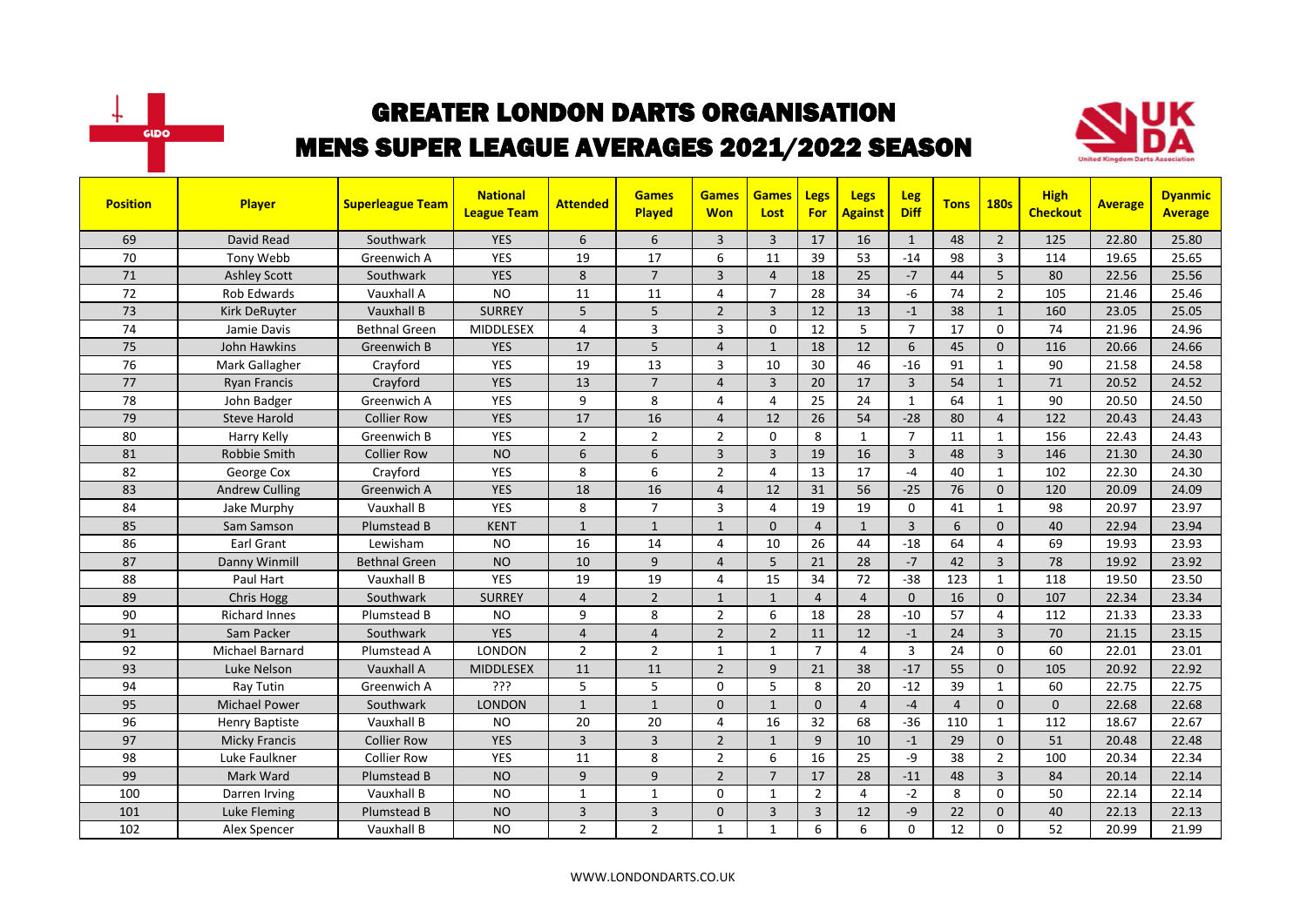# GREATER LONDON DARTS ORGANISATION
## MENS SUPER LEAGUE AVERAGES 2021/2022 SEASON

| Position | Player | Superleague Team | National League Team | Attended | Games Played | Games Won | Games Lost | Legs For | Legs Against | Leg Diff | Tons | 180s | High Checkout | Average | Dyanmic Average |
|---|---|---|---|---|---|---|---|---|---|---|---|---|---|---|---|
| 69 | David Read | Southwark | YES | 6 | 6 | 3 | 3 | 17 | 16 | 1 | 48 | 2 | 125 | 22.80 | 25.80 |
| 70 | Tony Webb | Greenwich A | YES | 19 | 17 | 6 | 11 | 39 | 53 | -14 | 98 | 3 | 114 | 19.65 | 25.65 |
| 71 | Ashley Scott | Southwark | YES | 8 | 7 | 3 | 4 | 18 | 25 | -7 | 44 | 5 | 80 | 22.56 | 25.56 |
| 72 | Rob Edwards | Vauxhall A | NO | 11 | 11 | 4 | 7 | 28 | 34 | -6 | 74 | 2 | 105 | 21.46 | 25.46 |
| 73 | Kirk DeRuyter | Vauxhall B | SURREY | 5 | 5 | 2 | 3 | 12 | 13 | -1 | 38 | 1 | 160 | 23.05 | 25.05 |
| 74 | Jamie Davis | Bethnal Green | MIDDLESEX | 4 | 3 | 3 | 0 | 12 | 5 | 7 | 17 | 0 | 74 | 21.96 | 24.96 |
| 75 | John Hawkins | Greenwich B | YES | 17 | 5 | 4 | 1 | 18 | 12 | 6 | 45 | 0 | 116 | 20.66 | 24.66 |
| 76 | Mark Gallagher | Crayford | YES | 19 | 13 | 3 | 10 | 30 | 46 | -16 | 91 | 1 | 90 | 21.58 | 24.58 |
| 77 | Ryan Francis | Crayford | YES | 13 | 7 | 4 | 3 | 20 | 17 | 3 | 54 | 1 | 71 | 20.52 | 24.52 |
| 78 | John Badger | Greenwich A | YES | 9 | 8 | 4 | 4 | 25 | 24 | 1 | 64 | 1 | 90 | 20.50 | 24.50 |
| 79 | Steve Harold | Collier Row | YES | 17 | 16 | 4 | 12 | 26 | 54 | -28 | 80 | 4 | 122 | 20.43 | 24.43 |
| 80 | Harry Kelly | Greenwich B | YES | 2 | 2 | 2 | 0 | 8 | 1 | 7 | 11 | 1 | 156 | 22.43 | 24.43 |
| 81 | Robbie Smith | Collier Row | NO | 6 | 6 | 3 | 3 | 19 | 16 | 3 | 48 | 3 | 146 | 21.30 | 24.30 |
| 82 | George Cox | Crayford | YES | 8 | 6 | 2 | 4 | 13 | 17 | -4 | 40 | 1 | 102 | 22.30 | 24.30 |
| 83 | Andrew Culling | Greenwich A | YES | 18 | 16 | 4 | 12 | 31 | 56 | -25 | 76 | 0 | 120 | 20.09 | 24.09 |
| 84 | Jake Murphy | Vauxhall B | YES | 8 | 7 | 3 | 4 | 19 | 19 | 0 | 41 | 1 | 98 | 20.97 | 23.97 |
| 85 | Sam Samson | Plumstead B | KENT | 1 | 1 | 1 | 0 | 4 | 1 | 3 | 6 | 0 | 40 | 22.94 | 23.94 |
| 86 | Earl Grant | Lewisham | NO | 16 | 14 | 4 | 10 | 26 | 44 | -18 | 64 | 4 | 69 | 19.93 | 23.93 |
| 87 | Danny Winmill | Bethnal Green | NO | 10 | 9 | 4 | 5 | 21 | 28 | -7 | 42 | 3 | 78 | 19.92 | 23.92 |
| 88 | Paul Hart | Vauxhall B | YES | 19 | 19 | 4 | 15 | 34 | 72 | -38 | 123 | 1 | 118 | 19.50 | 23.50 |
| 89 | Chris Hogg | Southwark | SURREY | 4 | 2 | 1 | 1 | 4 | 4 | 0 | 16 | 0 | 107 | 22.34 | 23.34 |
| 90 | Richard Innes | Plumstead B | NO | 9 | 8 | 2 | 6 | 18 | 28 | -10 | 57 | 4 | 112 | 21.33 | 23.33 |
| 91 | Sam Packer | Southwark | YES | 4 | 4 | 2 | 2 | 11 | 12 | -1 | 24 | 3 | 70 | 21.15 | 23.15 |
| 92 | Michael Barnard | Plumstead A | LONDON | 2 | 2 | 1 | 1 | 7 | 4 | 3 | 24 | 0 | 60 | 22.01 | 23.01 |
| 93 | Luke Nelson | Vauxhall A | MIDDLESEX | 11 | 11 | 2 | 9 | 21 | 38 | -17 | 55 | 0 | 105 | 20.92 | 22.92 |
| 94 | Ray Tutin | Greenwich A | ??? | 5 | 5 | 0 | 5 | 8 | 20 | -12 | 39 | 1 | 60 | 22.75 | 22.75 |
| 95 | Michael Power | Southwark | LONDON | 1 | 1 | 0 | 1 | 0 | 4 | -4 | 4 | 0 | 0 | 22.68 | 22.68 |
| 96 | Henry Baptiste | Vauxhall B | NO | 20 | 20 | 4 | 16 | 32 | 68 | -36 | 110 | 1 | 112 | 18.67 | 22.67 |
| 97 | Micky Francis | Collier Row | YES | 3 | 3 | 2 | 1 | 9 | 10 | -1 | 29 | 0 | 51 | 20.48 | 22.48 |
| 98 | Luke Faulkner | Collier Row | YES | 11 | 8 | 2 | 6 | 16 | 25 | -9 | 38 | 2 | 100 | 20.34 | 22.34 |
| 99 | Mark Ward | Plumstead B | NO | 9 | 9 | 2 | 7 | 17 | 28 | -11 | 48 | 3 | 84 | 20.14 | 22.14 |
| 100 | Darren Irving | Vauxhall B | NO | 1 | 1 | 0 | 1 | 2 | 4 | -2 | 8 | 0 | 50 | 22.14 | 22.14 |
| 101 | Luke Fleming | Plumstead B | NO | 3 | 3 | 0 | 3 | 3 | 12 | -9 | 22 | 0 | 40 | 22.13 | 22.13 |
| 102 | Alex Spencer | Vauxhall B | NO | 2 | 2 | 1 | 1 | 6 | 6 | 0 | 12 | 0 | 52 | 20.99 | 21.99 |

WWW.LONDONDARTS.CO.UK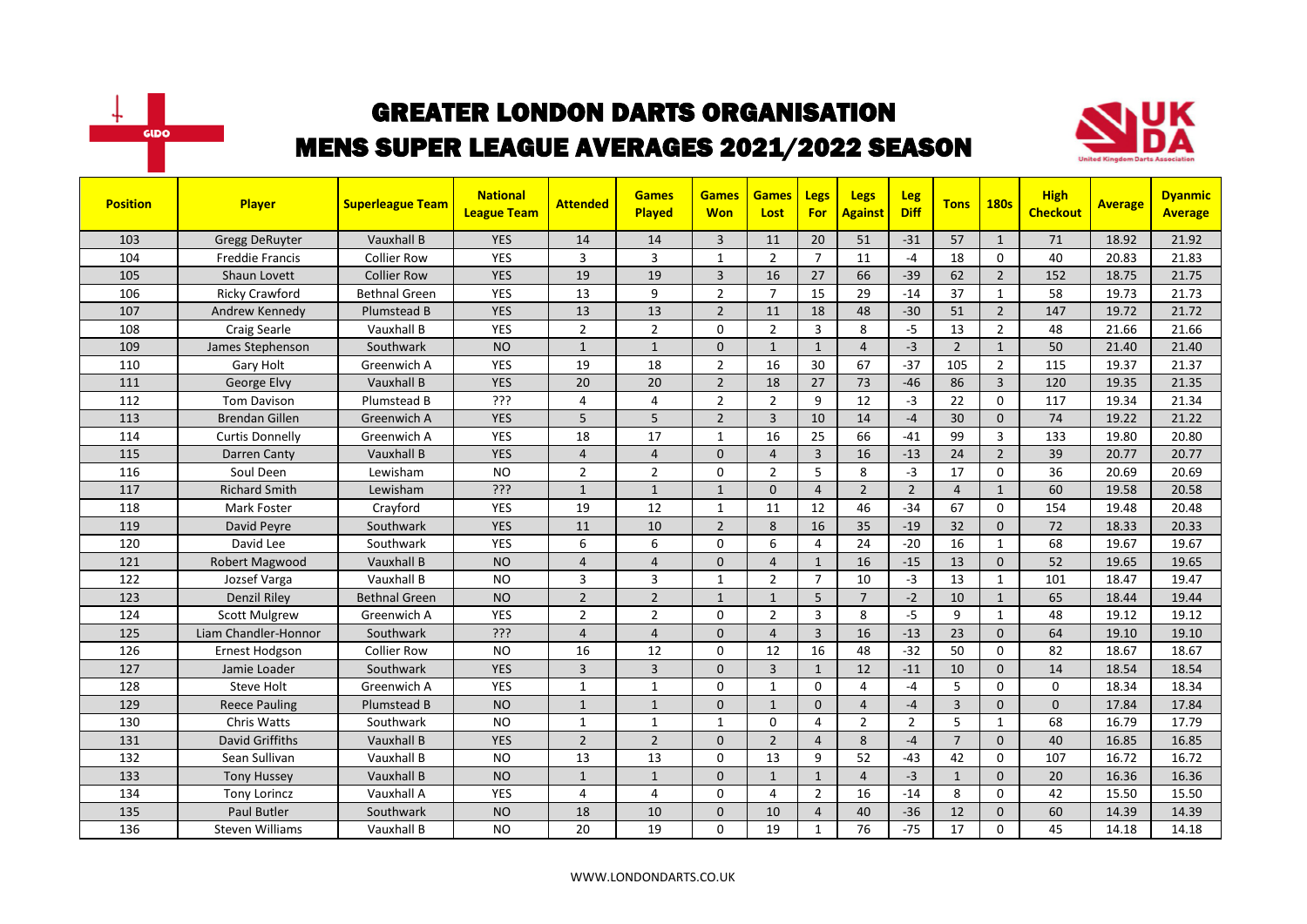# GREATER LONDON DARTS ORGANISATION

## MENS SUPER LEAGUE AVERAGES 2021/2022 SEASON

| Position | Player | Superleague Team | National League Team | Attended | Games Played | Games Won | Games Lost | Legs For | Legs Against | Leg Diff | Tons | 180s | High Checkout | Average | Dyanmic Average |
|---|---|---|---|---|---|---|---|---|---|---|---|---|---|---|---|
| 103 | Gregg DeRuyter | Vauxhall B | YES | 14 | 14 | 3 | 11 | 20 | 51 | -31 | 57 | 1 | 71 | 18.92 | 21.92 |
| 104 | Freddie Francis | Collier Row | YES | 3 | 3 | 1 | 2 | 7 | 11 | -4 | 18 | 0 | 40 | 20.83 | 21.83 |
| 105 | Shaun Lovett | Collier Row | YES | 19 | 19 | 3 | 16 | 27 | 66 | -39 | 62 | 2 | 152 | 18.75 | 21.75 |
| 106 | Ricky Crawford | Bethnal Green | YES | 13 | 9 | 2 | 7 | 15 | 29 | -14 | 37 | 1 | 58 | 19.73 | 21.73 |
| 107 | Andrew Kennedy | Plumstead B | YES | 13 | 13 | 2 | 11 | 18 | 48 | -30 | 51 | 2 | 147 | 19.72 | 21.72 |
| 108 | Craig Searle | Vauxhall B | YES | 2 | 2 | 0 | 2 | 3 | 8 | -5 | 13 | 2 | 48 | 21.66 | 21.66 |
| 109 | James Stephenson | Southwark | NO | 1 | 1 | 0 | 1 | 1 | 4 | -3 | 2 | 1 | 50 | 21.40 | 21.40 |
| 110 | Gary Holt | Greenwich A | YES | 19 | 18 | 2 | 16 | 30 | 67 | -37 | 105 | 2 | 115 | 19.37 | 21.37 |
| 111 | George Elvy | Vauxhall B | YES | 20 | 20 | 2 | 18 | 27 | 73 | -46 | 86 | 3 | 120 | 19.35 | 21.35 |
| 112 | Tom Davison | Plumstead B | ??? | 4 | 4 | 2 | 2 | 9 | 12 | -3 | 22 | 0 | 117 | 19.34 | 21.34 |
| 113 | Brendan Gillen | Greenwich A | YES | 5 | 5 | 2 | 3 | 10 | 14 | -4 | 30 | 0 | 74 | 19.22 | 21.22 |
| 114 | Curtis Donnelly | Greenwich A | YES | 18 | 17 | 1 | 16 | 25 | 66 | -41 | 99 | 3 | 133 | 19.80 | 20.80 |
| 115 | Darren Canty | Vauxhall B | YES | 4 | 4 | 0 | 4 | 3 | 16 | -13 | 24 | 2 | 39 | 20.77 | 20.77 |
| 116 | Soul Deen | Lewisham | NO | 2 | 2 | 0 | 2 | 5 | 8 | -3 | 17 | 0 | 36 | 20.69 | 20.69 |
| 117 | Richard Smith | Lewisham | ??? | 1 | 1 | 1 | 0 | 4 | 2 | 2 | 4 | 1 | 60 | 19.58 | 20.58 |
| 118 | Mark Foster | Crayford | YES | 19 | 12 | 1 | 11 | 12 | 46 | -34 | 67 | 0 | 154 | 19.48 | 20.48 |
| 119 | David Peyre | Southwark | YES | 11 | 10 | 2 | 8 | 16 | 35 | -19 | 32 | 0 | 72 | 18.33 | 20.33 |
| 120 | David Lee | Southwark | YES | 6 | 6 | 0 | 6 | 4 | 24 | -20 | 16 | 1 | 68 | 19.67 | 19.67 |
| 121 | Robert Magwood | Vauxhall B | NO | 4 | 4 | 0 | 4 | 1 | 16 | -15 | 13 | 0 | 52 | 19.65 | 19.65 |
| 122 | Jozsef Varga | Vauxhall B | NO | 3 | 3 | 1 | 2 | 7 | 10 | -3 | 13 | 1 | 101 | 18.47 | 19.47 |
| 123 | Denzil Riley | Bethnal Green | NO | 2 | 2 | 1 | 1 | 5 | 7 | -2 | 10 | 1 | 65 | 18.44 | 19.44 |
| 124 | Scott Mulgrew | Greenwich A | YES | 2 | 2 | 0 | 2 | 3 | 8 | -5 | 9 | 1 | 48 | 19.12 | 19.12 |
| 125 | Liam Chandler-Honnor | Southwark | ??? | 4 | 4 | 0 | 4 | 3 | 16 | -13 | 23 | 0 | 64 | 19.10 | 19.10 |
| 126 | Ernest Hodgson | Collier Row | NO | 16 | 12 | 0 | 12 | 16 | 48 | -32 | 50 | 0 | 82 | 18.67 | 18.67 |
| 127 | Jamie Loader | Southwark | YES | 3 | 3 | 0 | 3 | 1 | 12 | -11 | 10 | 0 | 14 | 18.54 | 18.54 |
| 128 | Steve Holt | Greenwich A | YES | 1 | 1 | 0 | 1 | 0 | 4 | -4 | 5 | 0 | 0 | 18.34 | 18.34 |
| 129 | Reece Pauling | Plumstead B | NO | 1 | 1 | 0 | 1 | 0 | 4 | -4 | 3 | 0 | 0 | 17.84 | 17.84 |
| 130 | Chris Watts | Southwark | NO | 1 | 1 | 1 | 0 | 4 | 2 | 2 | 5 | 1 | 68 | 16.79 | 17.79 |
| 131 | David Griffiths | Vauxhall B | YES | 2 | 2 | 0 | 2 | 4 | 8 | -4 | 7 | 0 | 40 | 16.85 | 16.85 |
| 132 | Sean Sullivan | Vauxhall B | NO | 13 | 13 | 0 | 13 | 9 | 52 | -43 | 42 | 0 | 107 | 16.72 | 16.72 |
| 133 | Tony Hussey | Vauxhall B | NO | 1 | 1 | 0 | 1 | 1 | 4 | -3 | 1 | 0 | 20 | 16.36 | 16.36 |
| 134 | Tony Lorincz | Vauxhall A | YES | 4 | 4 | 0 | 4 | 2 | 16 | -14 | 8 | 0 | 42 | 15.50 | 15.50 |
| 135 | Paul Butler | Southwark | NO | 18 | 10 | 0 | 10 | 4 | 40 | -36 | 12 | 0 | 60 | 14.39 | 14.39 |
| 136 | Steven Williams | Vauxhall B | NO | 20 | 19 | 0 | 19 | 1 | 76 | -75 | 17 | 0 | 45 | 14.18 | 14.18 |

WWW.LONDONDARTS.CO.UK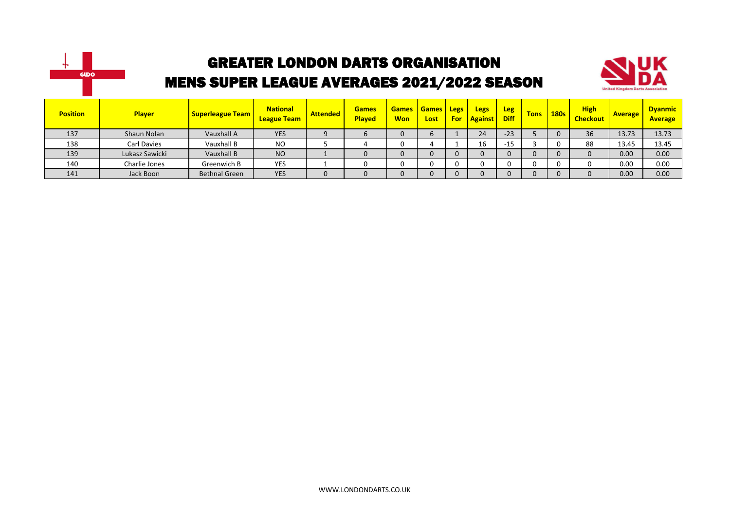# GREATER LONDON DARTS ORGANISATION

## MENS SUPER LEAGUE AVERAGES 2021/2022 SEASON

| Position | Player | Superleague Team | National League Team | Attended | Games Played | Games Won | Games Lost | Legs For | Legs Against | Leg Diff | Tons | 180s | High Checkout | Average | Dyanmic Average |
|---|---|---|---|---|---|---|---|---|---|---|---|---|---|---|---|
| 137 | Shaun Nolan | Vauxhall A | YES | 9 | 6 | 0 | 6 | 1 | 24 | -23 | 5 | 0 | 36 | 13.73 | 13.73 |
| 138 | Carl Davies | Vauxhall B | NO | 5 | 4 | 0 | 4 | 1 | 16 | -15 | 3 | 0 | 88 | 13.45 | 13.45 |
| 139 | Lukasz Sawicki | Vauxhall B | NO | 1 | 0 | 0 | 0 | 0 | 0 | 0 | 0 | 0 | 0 | 0.00 | 0.00 |
| 140 | Charlie Jones | Greenwich B | YES | 1 | 0 | 0 | 0 | 0 | 0 | 0 | 0 | 0 | 0 | 0.00 | 0.00 |
| 141 | Jack Boon | Bethnal Green | YES | 0 | 0 | 0 | 0 | 0 | 0 | 0 | 0 | 0 | 0 | 0.00 | 0.00 |

WWW.LONDONDARTS.CO.UK